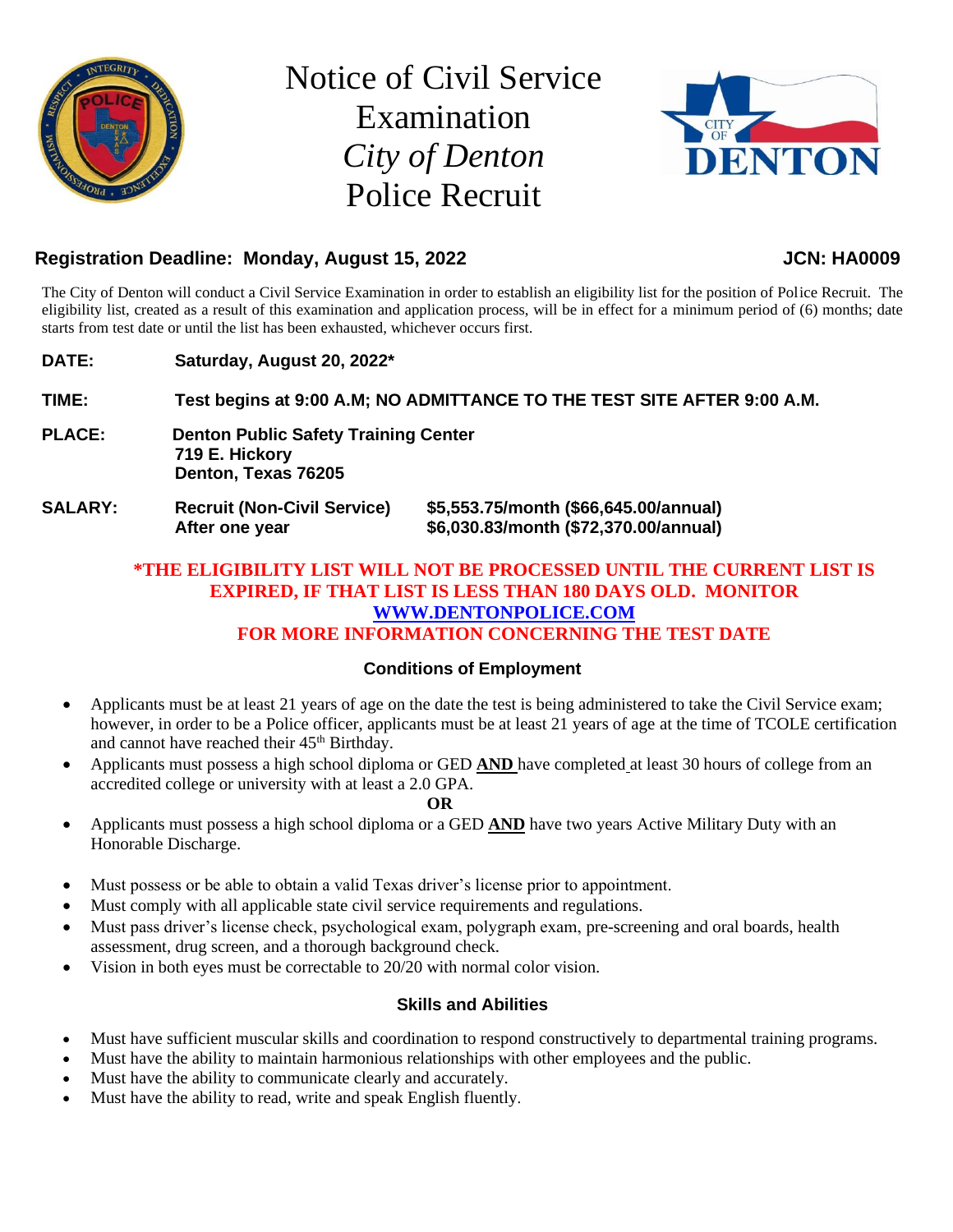# Notice of Civil Service Examination
# *City of Denton*
# Police Recruit

**Registration Deadline: Monday, August 15, 2022** **JCN: HA0009**

The City of Denton will conduct a Civil Service Examination in order to establish an eligibility list for the position of Police Recruit. The eligibility list, created as a result of this examination and application process, will be in effect for a minimum period of (6) months; date starts from test date or until the list has been exhausted, whichever occurs first.

**DATE:** **Saturday, August 20, 2022***

**TIME:** **Test begins at 9:00 A.M; NO ADMITTANCE TO THE TEST SITE AFTER 9:00 A.M.**

**PLACE:** **Denton Public Safety Training Center**
**719 E. Hickory**
**Denton, Texas 76205**

**SALARY:**

| | |
|---|---|
| **Recruit (Non-Civil Service)** | **$5,553.75/month ($66,645.00/annual)** |
| **After one year** | **$6,030.83/month ($72,370.00/annual)** |

***THE ELIGIBILITY LIST WILL NOT BE PROCESSED UNTIL THE CURRENT LIST IS EXPIRED, IF THAT LIST IS LESS THAN 180 DAYS OLD. MONITOR [WWW.DENTONPOLICE.COM](http://WWW.DENTONPOLICE.COM) FOR MORE INFORMATION CONCERNING THE TEST DATE**

## Conditions of Employment

- Applicants must be at least 21 years of age on the date the test is being administered to take the Civil Service exam; however, in order to be a Police officer, applicants must be at least 21 years of age at the time of TCOLE certification and cannot have reached their 45th Birthday.
- Applicants must possess a high school diploma or GED **AND** have completed at least 30 hours of college from an accredited college or university with at least a 2.0 GPA.

**OR**

- Applicants must possess a high school diploma or a GED **AND** have two years Active Military Duty with an Honorable Discharge.

- Must possess or be able to obtain a valid Texas driver's license prior to appointment.
- Must comply with all applicable state civil service requirements and regulations.
- Must pass driver's license check, psychological exam, polygraph exam, pre-screening and oral boards, health assessment, drug screen, and a thorough background check.
- Vision in both eyes must be correctable to 20/20 with normal color vision.

## Skills and Abilities

- Must have sufficient muscular skills and coordination to respond constructively to departmental training programs.
- Must have the ability to maintain harmonious relationships with other employees and the public.
- Must have the ability to communicate clearly and accurately.
- Must have the ability to read, write and speak English fluently.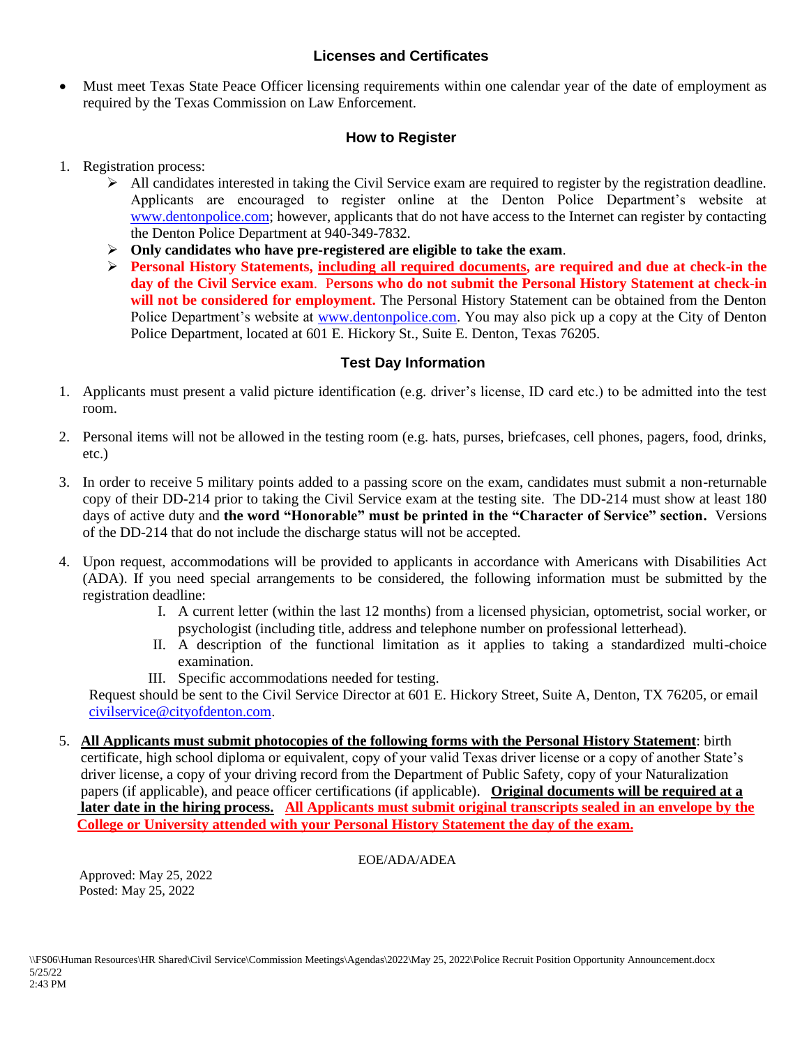## Licenses and Certificates

- Must meet Texas State Peace Officer licensing requirements within one calendar year of the date of employment as required by the Texas Commission on Law Enforcement.

## How to Register

1. Registration process:
   - All candidates interested in taking the Civil Service exam are required to register by the registration deadline. Applicants are encouraged to register online at the Denton Police Department's website at www.dentonpolice.com; however, applicants that do not have access to the Internet can register by contacting the Denton Police Department at 940-349-7832.
   - **Only candidates who have pre-registered are eligible to take the exam**.
   - **Personal History Statements, including all required documents, are required and due at check-in the day of the Civil Service exam. Persons who do not submit the Personal History Statement at check-in will not be considered for employment.** The Personal History Statement can be obtained from the Denton Police Department's website at www.dentonpolice.com. You may also pick up a copy at the City of Denton Police Department, located at 601 E. Hickory St., Suite E. Denton, Texas 76205.

## Test Day Information

1. Applicants must present a valid picture identification (e.g. driver's license, ID card etc.) to be admitted into the test room.

2. Personal items will not be allowed in the testing room (e.g. hats, purses, briefcases, cell phones, pagers, food, drinks, etc.)

3. In order to receive 5 military points added to a passing score on the exam, candidates must submit a non-returnable copy of their DD-214 prior to taking the Civil Service exam at the testing site. The DD-214 must show at least 180 days of active duty and **the word "Honorable" must be printed in the "Character of Service" section.** Versions of the DD-214 that do not include the discharge status will not be accepted.

4. Upon request, accommodations will be provided to applicants in accordance with Americans with Disabilities Act (ADA). If you need special arrangements to be considered, the following information must be submitted by the registration deadline:
   - I. A current letter (within the last 12 months) from a licensed physician, optometrist, social worker, or psychologist (including title, address and telephone number on professional letterhead).
   - II. A description of the functional limitation as it applies to taking a standardized multi-choice examination.
   - III. Specific accommodations needed for testing.

   Request should be sent to the Civil Service Director at 601 E. Hickory Street, Suite A, Denton, TX 76205, or email civilservice@cityofdenton.com.

5. **All Applicants must submit photocopies of the following forms with the Personal History Statement**: birth certificate, high school diploma or equivalent, copy of your valid Texas driver license or a copy of another State's driver license, a copy of your driving record from the Department of Public Safety, copy of your Naturalization papers (if applicable), and peace officer certifications (if applicable). **Original documents will be required at a later date in the hiring process.** **All Applicants must submit original transcripts sealed in an envelope by the College or University attended with your Personal History Statement the day of the exam.**

EOE/ADA/ADEA

Approved: May 25, 2022
Posted: May 25, 2022

\\FS06\Human Resources\HR Shared\Civil Service\Commission Meetings\Agendas\2022\May 25, 2022\Police Recruit Position Opportunity Announcement.docx
5/25/22
2:43 PM